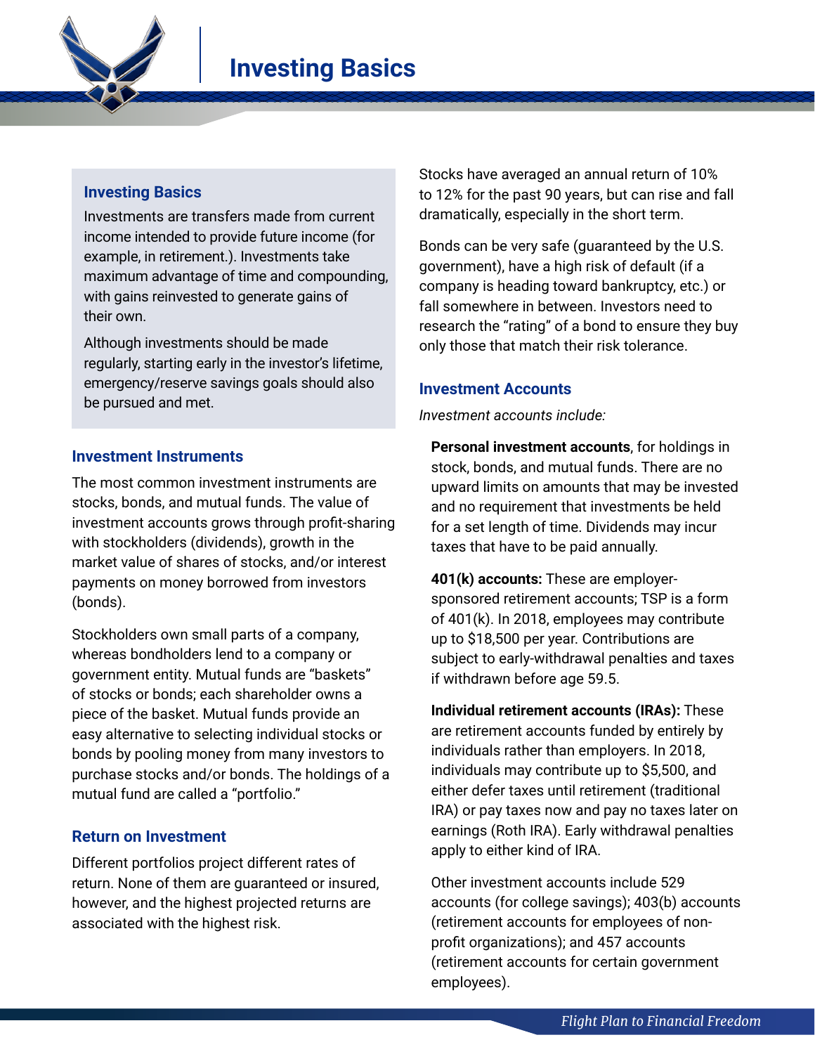# Investing Basics

## Investing Basics

Investments are transfers made from current income intended to provide future income (for example, in retirement.). Investments take maximum advantage of time and compounding, with gains reinvested to generate gains of their own.

Although investments should be made regularly, starting early in the investor's lifetime, emergency/reserve savings goals should also be pursued and met.

## Investment Instruments

The most common investment instruments are stocks, bonds, and mutual funds. The value of investment accounts grows through profit-sharing with stockholders (dividends), growth in the market value of shares of stocks, and/or interest payments on money borrowed from investors (bonds).

Stockholders own small parts of a company, whereas bondholders lend to a company or government entity. Mutual funds are "baskets" of stocks or bonds; each shareholder owns a piece of the basket. Mutual funds provide an easy alternative to selecting individual stocks or bonds by pooling money from many investors to purchase stocks and/or bonds. The holdings of a mutual fund are called a "portfolio."

## Return on Investment

Different portfolios project different rates of return. None of them are guaranteed or insured, however, and the highest projected returns are associated with the highest risk.

Stocks have averaged an annual return of 10% to 12% for the past 90 years, but can rise and fall dramatically, especially in the short term.

Bonds can be very safe (guaranteed by the U.S. government), have a high risk of default (if a company is heading toward bankruptcy, etc.) or fall somewhere in between. Investors need to research the "rating" of a bond to ensure they buy only those that match their risk tolerance.

## Investment Accounts

*Investment accounts include:*

**Personal investment accounts**, for holdings in stock, bonds, and mutual funds. There are no upward limits on amounts that may be invested and no requirement that investments be held for a set length of time. Dividends may incur taxes that have to be paid annually.

**401(k) accounts:** These are employer-sponsored retirement accounts; TSP is a form of 401(k). In 2018, employees may contribute up to $18,500 per year. Contributions are subject to early-withdrawal penalties and taxes if withdrawn before age 59.5.

**Individual retirement accounts (IRAs):** These are retirement accounts funded by entirely by individuals rather than employers. In 2018, individuals may contribute up to $5,500, and either defer taxes until retirement (traditional IRA) or pay taxes now and pay no taxes later on earnings (Roth IRA). Early withdrawal penalties apply to either kind of IRA.

Other investment accounts include 529 accounts (for college savings); 403(b) accounts (retirement accounts for employees of non-profit organizations); and 457 accounts (retirement accounts for certain government employees).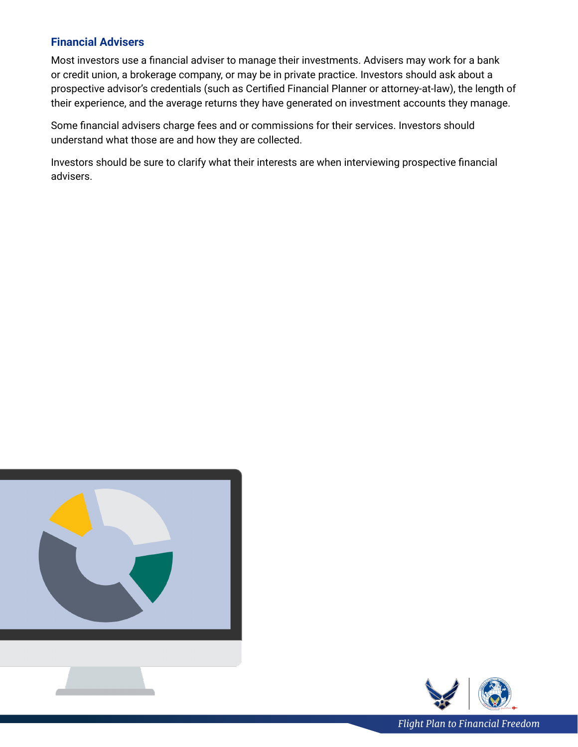### Financial Advisers

Most investors use a financial adviser to manage their investments. Advisers may work for a bank or credit union, a brokerage company, or may be in private practice. Investors should ask about a prospective advisor's credentials (such as Certified Financial Planner or attorney-at-law), the length of their experience, and the average returns they have generated on investment accounts they manage.

Some financial advisers charge fees and or commissions for their services. Investors should understand what those are and how they are collected.

Investors should be sure to clarify what their interests are when interviewing prospective financial advisers.